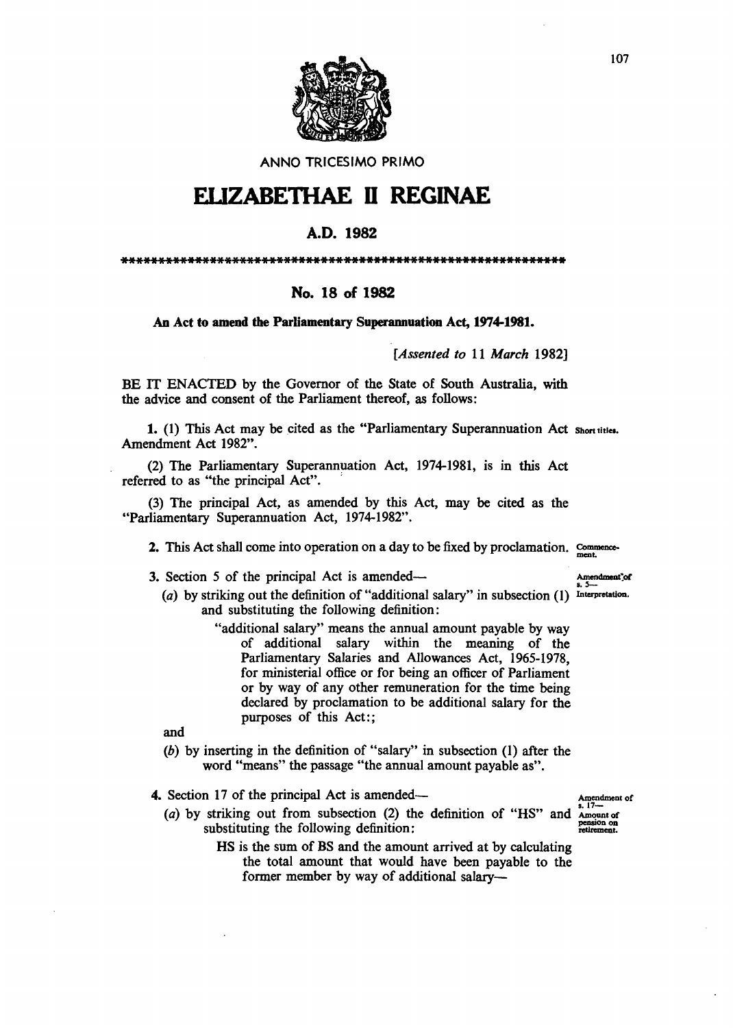ANNO TRICESIMO PRIMO

# ELIZABETHAE II REGINAE

## A.D. 1982

************************************************************

## No. 18 of 1982

**An Act to amend the Parliamentary Superannuation Act, 1974-1981.**

[*Assented to* 11 *March* 1982]

BE IT ENACTED by the Governor of the State of South Australia, with the advice and consent of the Parliament thereof, as follows:

**1.** (1) This Act may be cited as the "Parliamentary Superannuation Act Amendment Act 1982". *Short titles.*

(2) The Parliamentary Superannuation Act, 1974-1981, is in this Act referred to as "the principal Act".

(3) The principal Act, as amended by this Act, may be cited as the "Parliamentary Superannuation Act, 1974-1982".

**2.** This Act shall come into operation on a day to be fixed by proclamation. *Commencement.*

**3.** Section 5 of the principal Act is amended— *Amendment of s. 5—Interpretation.*

(*a*) by striking out the definition of "additional salary" in subsection (1) and substituting the following definition:

"additional salary" means the annual amount payable by way of additional salary within the meaning of the Parliamentary Salaries and Allowances Act, 1965-1978, for ministerial office or for being an officer of Parliament or by way of any other remuneration for the time being declared by proclamation to be additional salary for the purposes of this Act:;

and

(*b*) by inserting in the definition of "salary" in subsection (1) after the word "means" the passage "the annual amount payable as".

**4.** Section 17 of the principal Act is amended— *Amendment of s. 17—Amount of pension on retirement.*

(*a*) by striking out from subsection (2) the definition of "HS" and substituting the following definition:

HS is the sum of BS and the amount arrived at by calculating the total amount that would have been payable to the former member by way of additional salary—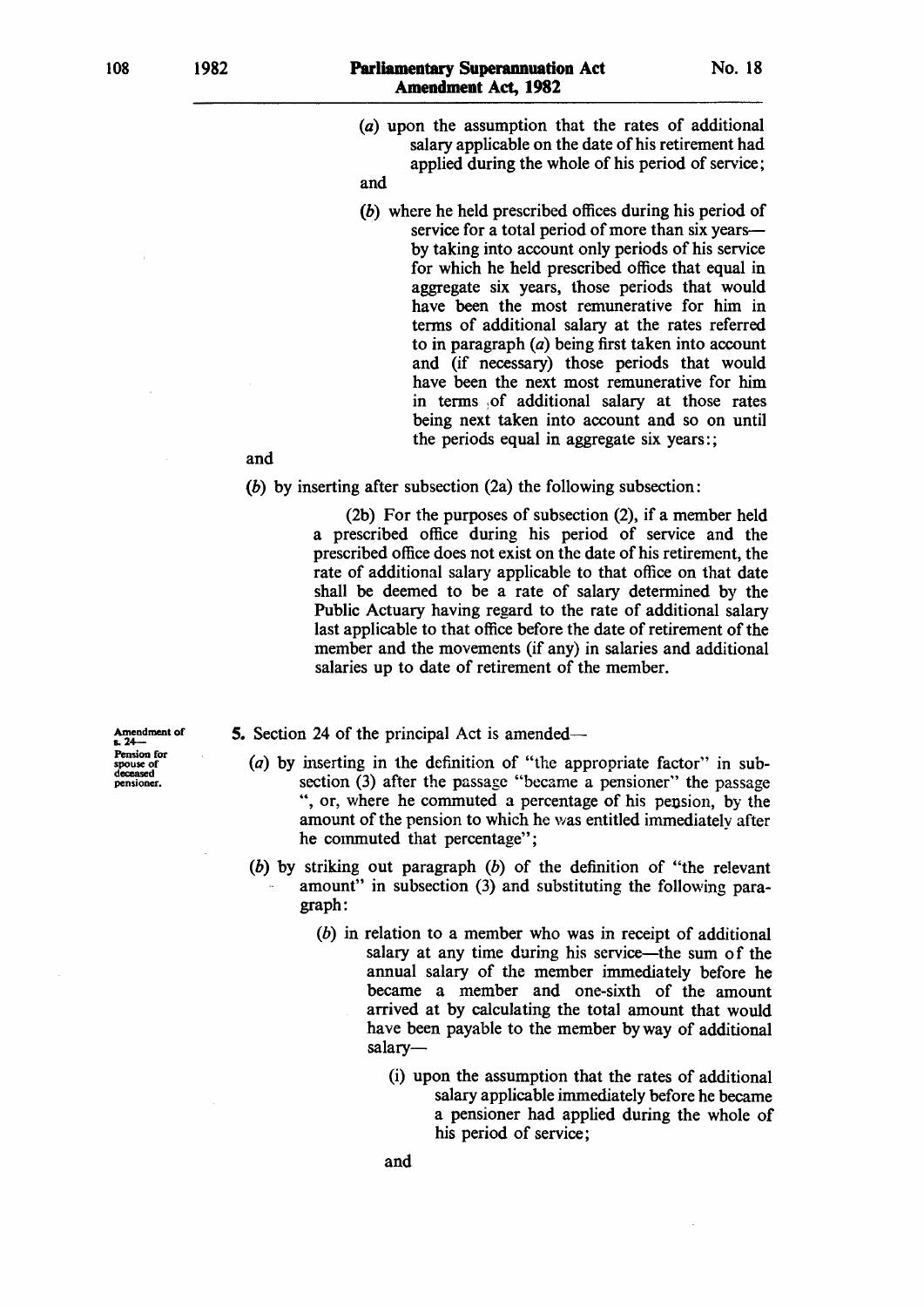(a) upon the assumption that the rates of additional salary applicable on the date of his retirement had applied during the whole of his period of service;

and

(b) where he held prescribed offices during his period of service for a total period of more than six years—by taking into account only periods of his service for which he held prescribed office that equal in aggregate six years, those periods that would have been the most remunerative for him in terms of additional salary at the rates referred to in paragraph (a) being first taken into account and (if necessary) those periods that would have been the next most remunerative for him in terms of additional salary at those rates being next taken into account and so on until the periods equal in aggregate six years:;

and

(b) by inserting after subsection (2a) the following subsection:

(2b) For the purposes of subsection (2), if a member held a prescribed office during his period of service and the prescribed office does not exist on the date of his retirement, the rate of additional salary applicable to that office on that date shall be deemed to be a rate of salary determined by the Public Actuary having regard to the rate of additional salary last applicable to that office before the date of retirement of the member and the movements (if any) in salaries and additional salaries up to date of retirement of the member.

**Amendment of s. 24— Pension for spouse of deceased pensioner.**

5. Section 24 of the principal Act is amended—

(a) by inserting in the definition of "the appropriate factor" in subsection (3) after the passage "became a pensioner" the passage ", or, where he commuted a percentage of his pension, by the amount of the pension to which he was entitled immediately after he commuted that percentage";

(b) by striking out paragraph (b) of the definition of "the relevant amount" in subsection (3) and substituting the following paragraph:

(b) in relation to a member who was in receipt of additional salary at any time during his service—the sum of the annual salary of the member immediately before he became a member and one-sixth of the amount arrived at by calculating the total amount that would have been payable to the member by way of additional salary—

(i) upon the assumption that the rates of additional salary applicable immediately before he became a pensioner had applied during the whole of his period of service;

and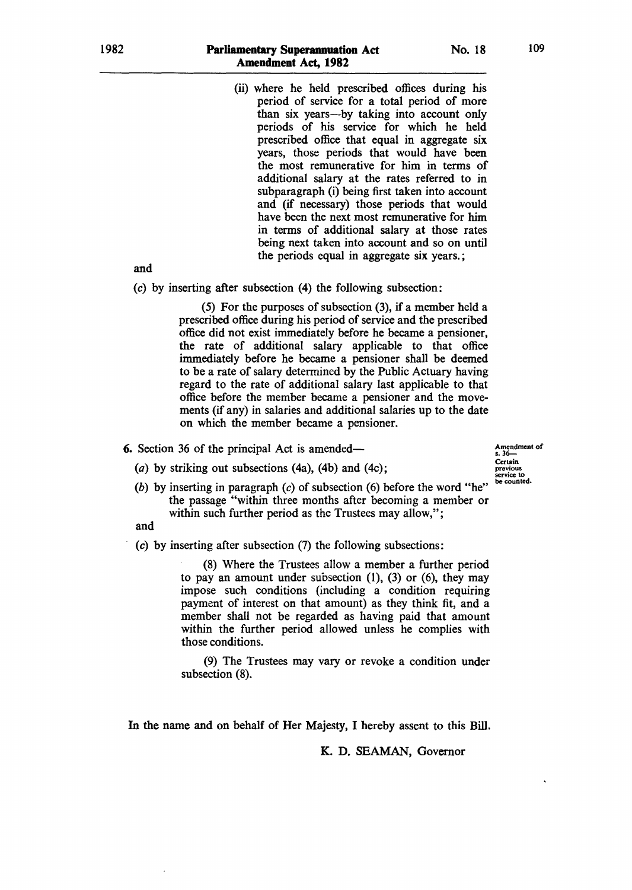(ii) where he held prescribed offices during his period of service for a total period of more than six years—by taking into account only periods of his service for which he held prescribed office that equal in aggregate six years, those periods that would have been the most remunerative for him in terms of additional salary at the rates referred to in subparagraph (i) being first taken into account and (if necessary) those periods that would have been the next most remunerative for him in terms of additional salary at those rates being next taken into account and so on until the periods equal in aggregate six years.;

and

(c) by inserting after subsection (4) the following subsection:

(5) For the purposes of subsection (3), if a member held a prescribed office during his period of service and the prescribed office did not exist immediately before he became a pensioner, the rate of additional salary applicable to that office immediately before he became a pensioner shall be deemed to be a rate of salary determined by the Public Actuary having regard to the rate of additional salary last applicable to that office before the member became a pensioner and the movements (if any) in salaries and additional salaries up to the date on which the member became a pensioner.

Amendment of s. 36—Certain previous service to be counted.

**6.** Section 36 of the principal Act is amended—

(a) by striking out subsections (4a), (4b) and (4c);

(b) by inserting in paragraph (c) of subsection (6) before the word "he" the passage "within three months after becoming a member or within such further period as the Trustees may allow,";

and

(c) by inserting after subsection (7) the following subsections:

(8) Where the Trustees allow a member a further period to pay an amount under subsection (1), (3) or (6), they may impose such conditions (including a condition requiring payment of interest on that amount) as they think fit, and a member shall not be regarded as having paid that amount within the further period allowed unless he complies with those conditions.

(9) The Trustees may vary or revoke a condition under subsection (8).

In the name and on behalf of Her Majesty, I hereby assent to this Bill.

K. D. SEAMAN, Governor